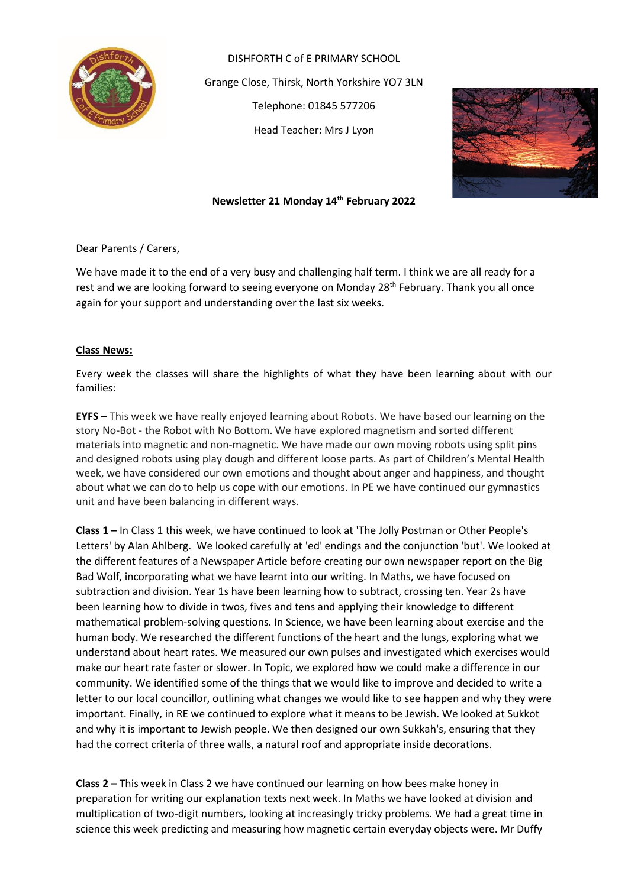DISHFORTH C of E PRIMARY SCHOOL

Grange Close, Thirsk, North Yorkshire YO7 3LN

Telephone: 01845 577206

Head Teacher: Mrs J Lyon

**Newsletter 21 Monday 14th February 2022**

Dear Parents / Carers,

We have made it to the end of a very busy and challenging half term. I think we are all ready for a rest and we are looking forward to seeing everyone on Monday 28th February. Thank you all once again for your support and understanding over the last six weeks.

**Class News:**

Every week the classes will share the highlights of what they have been learning about with our families:

**EYFS –** This week we have really enjoyed learning about Robots. We have based our learning on the story No-Bot - the Robot with No Bottom. We have explored magnetism and sorted different materials into magnetic and non-magnetic. We have made our own moving robots using split pins and designed robots using play dough and different loose parts. As part of Children's Mental Health week, we have considered our own emotions and thought about anger and happiness, and thought about what we can do to help us cope with our emotions. In PE we have continued our gymnastics unit and have been balancing in different ways.

**Class 1 –** In Class 1 this week, we have continued to look at 'The Jolly Postman or Other People's Letters' by Alan Ahlberg. We looked carefully at 'ed' endings and the conjunction 'but'. We looked at the different features of a Newspaper Article before creating our own newspaper report on the Big Bad Wolf, incorporating what we have learnt into our writing. In Maths, we have focused on subtraction and division. Year 1s have been learning how to subtract, crossing ten. Year 2s have been learning how to divide in twos, fives and tens and applying their knowledge to different mathematical problem-solving questions. In Science, we have been learning about exercise and the human body. We researched the different functions of the heart and the lungs, exploring what we understand about heart rates. We measured our own pulses and investigated which exercises would make our heart rate faster or slower. In Topic, we explored how we could make a difference in our community. We identified some of the things that we would like to improve and decided to write a letter to our local councillor, outlining what changes we would like to see happen and why they were important. Finally, in RE we continued to explore what it means to be Jewish. We looked at Sukkot and why it is important to Jewish people. We then designed our own Sukkah's, ensuring that they had the correct criteria of three walls, a natural roof and appropriate inside decorations.

**Class 2 –** This week in Class 2 we have continued our learning on how bees make honey in preparation for writing our explanation texts next week. In Maths we have looked at division and multiplication of two-digit numbers, looking at increasingly tricky problems. We had a great time in science this week predicting and measuring how magnetic certain everyday objects were. Mr Duffy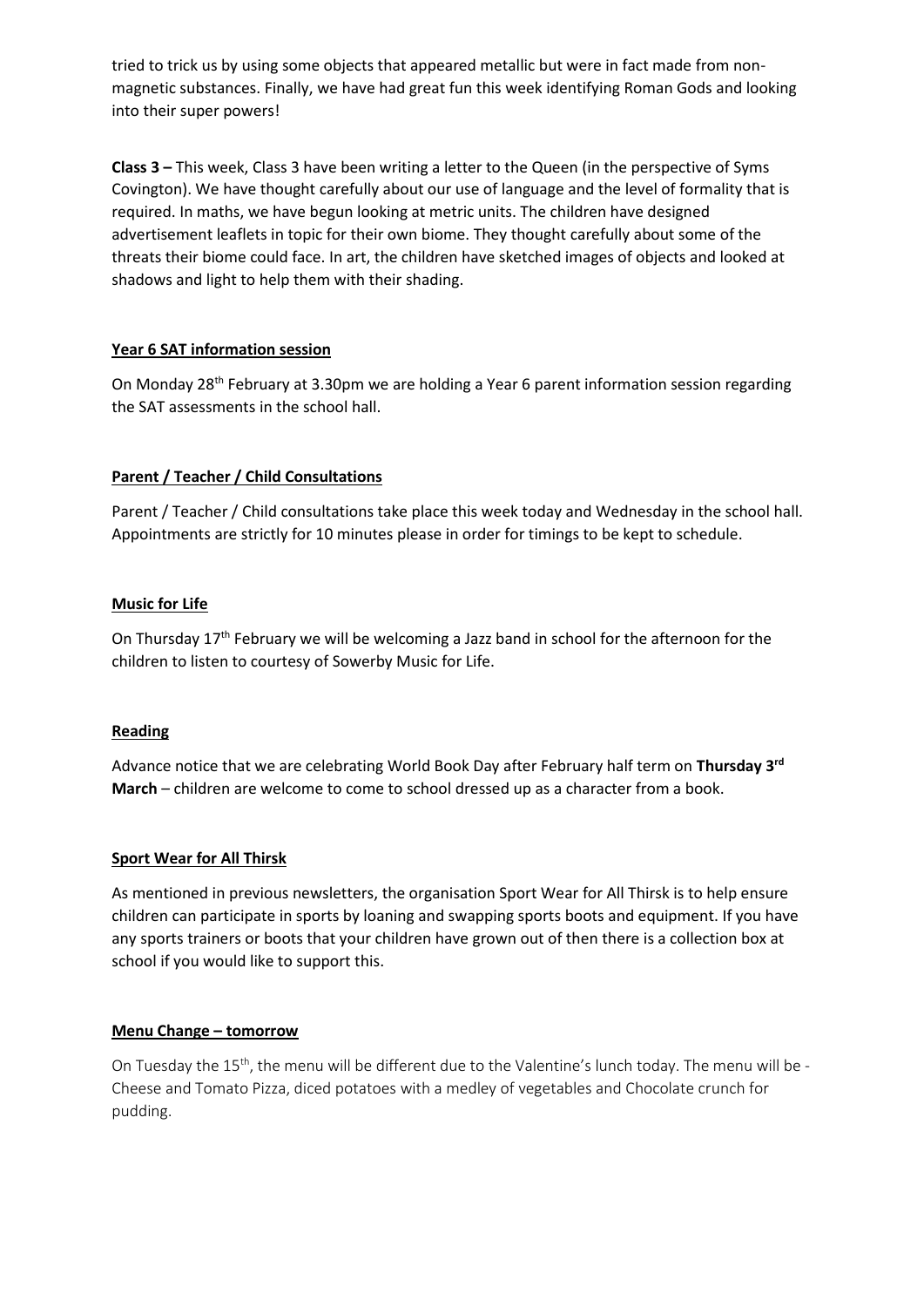tried to trick us by using some objects that appeared metallic but were in fact made from non-magnetic substances. Finally, we have had great fun this week identifying Roman Gods and looking into their super powers!

**Class 3 –** This week, Class 3 have been writing a letter to the Queen (in the perspective of Syms Covington). We have thought carefully about our use of language and the level of formality that is required. In maths, we have begun looking at metric units. The children have designed advertisement leaflets in topic for their own biome. They thought carefully about some of the threats their biome could face. In art, the children have sketched images of objects and looked at shadows and light to help them with their shading.

**Year 6 SAT information session**

On Monday 28th February at 3.30pm we are holding a Year 6 parent information session regarding the SAT assessments in the school hall.

**Parent / Teacher / Child Consultations**

Parent / Teacher / Child consultations take place this week today and Wednesday in the school hall. Appointments are strictly for 10 minutes please in order for timings to be kept to schedule.

**Music for Life**

On Thursday 17th February we will be welcoming a Jazz band in school for the afternoon for the children to listen to courtesy of Sowerby Music for Life.

**Reading**

Advance notice that we are celebrating World Book Day after February half term on **Thursday 3rd March** – children are welcome to come to school dressed up as a character from a book.

**Sport Wear for All Thirsk**

As mentioned in previous newsletters, the organisation Sport Wear for All Thirsk is to help ensure children can participate in sports by loaning and swapping sports boots and equipment. If you have any sports trainers or boots that your children have grown out of then there is a collection box at school if you would like to support this.

**Menu Change – tomorrow**

On Tuesday the 15th, the menu will be different due to the Valentine's lunch today. The menu will be - Cheese and Tomato Pizza, diced potatoes with a medley of vegetables and Chocolate crunch for pudding.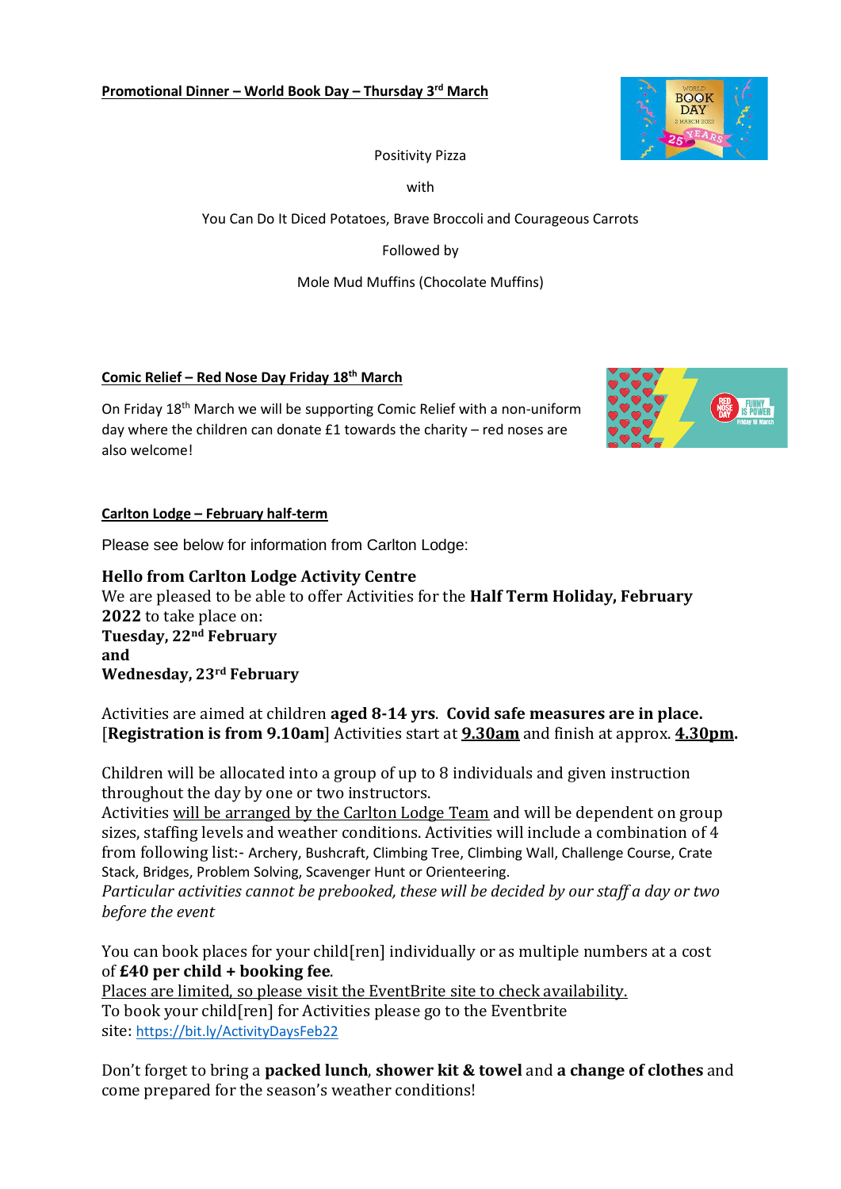**Promotional Dinner – World Book Day – Thursday 3rd March**

Positivity Pizza

with

You Can Do It Diced Potatoes, Brave Broccoli and Courageous Carrots

Followed by

Mole Mud Muffins (Chocolate Muffins)

**Comic Relief – Red Nose Day Friday 18th March**

On Friday 18th March we will be supporting Comic Relief with a non-uniform day where the children can donate £1 towards the charity – red noses are also welcome!

**Carlton Lodge – February half-term**

Please see below for information from Carlton Lodge:

**Hello from Carlton Lodge Activity Centre**
We are pleased to be able to offer Activities for the **Half Term Holiday, February 2022** to take place on:
**Tuesday, 22nd February**
**and**
**Wednesday, 23rd February**

Activities are aimed at children **aged 8-14 yrs**. **Covid safe measures are in place.** [**Registration is from 9.10am**] Activities start at **9.30am** and finish at approx. **4.30pm**.

Children will be allocated into a group of up to 8 individuals and given instruction throughout the day by one or two instructors.
Activities will be arranged by the Carlton Lodge Team and will be dependent on group sizes, staffing levels and weather conditions. Activities will include a combination of 4 from following list:- Archery, Bushcraft, Climbing Tree, Climbing Wall, Challenge Course, Crate Stack, Bridges, Problem Solving, Scavenger Hunt or Orienteering.
*Particular activities cannot be prebooked, these will be decided by our staff a day or two before the event*

You can book places for your child[ren] individually or as multiple numbers at a cost of **£40 per child + booking fee**.
Places are limited, so please visit the EventBrite site to check availability.
To book your child[ren] for Activities please go to the Eventbrite site: https://bit.ly/ActivityDaysFeb22

Don't forget to bring a **packed lunch**, **shower kit & towel** and **a change of clothes** and come prepared for the season's weather conditions!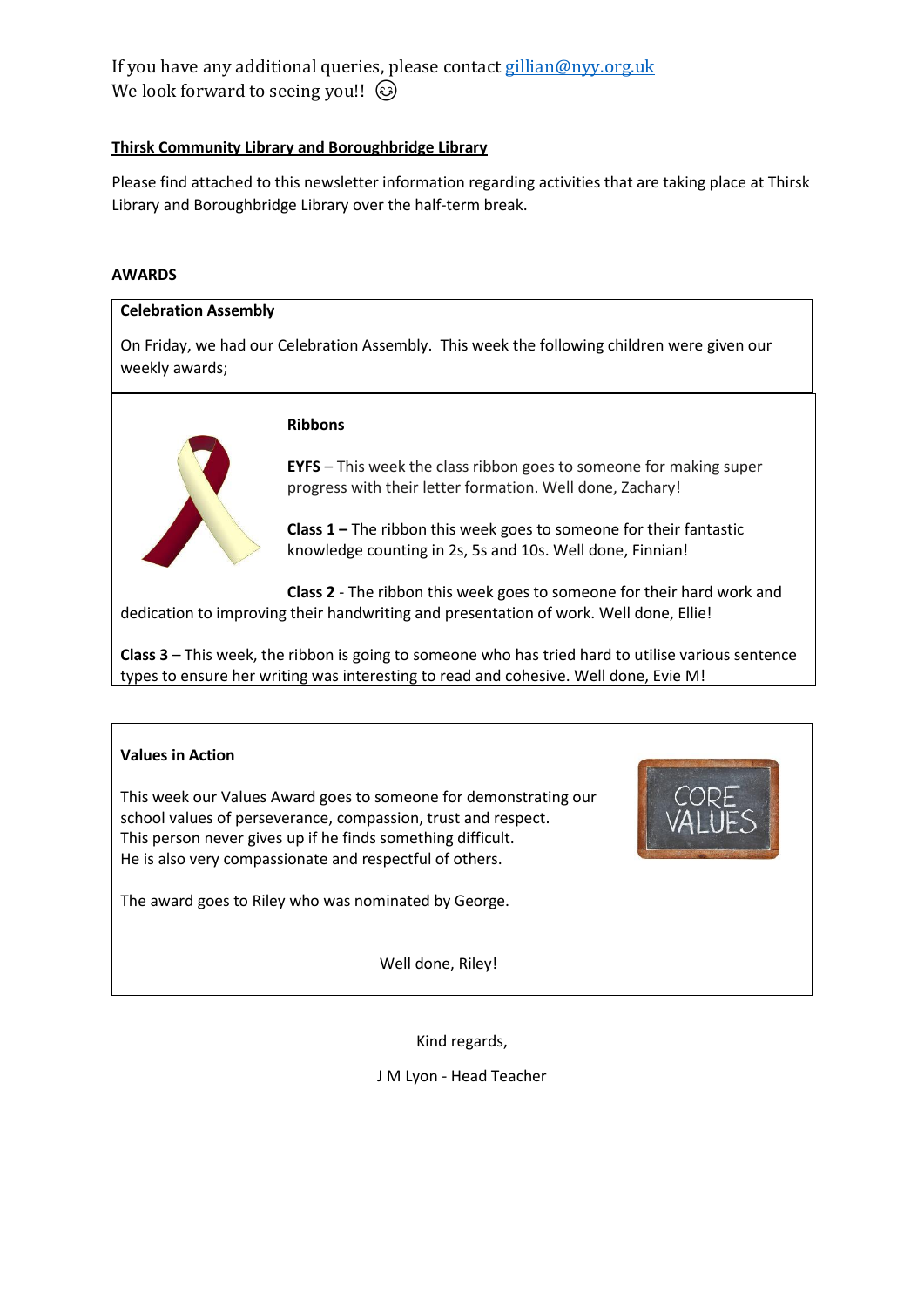If you have any additional queries, please contact gillian@nyy.org.uk
We look forward to seeing you!! 😊

**Thirsk Community Library and Boroughbridge Library**

Please find attached to this newsletter information regarding activities that are taking place at Thirsk Library and Boroughbridge Library over the half-term break.

**AWARDS**

**Celebration Assembly**

On Friday, we had our Celebration Assembly. This week the following children were given our weekly awards;

**Ribbons**

**EYFS** – This week the class ribbon goes to someone for making super progress with their letter formation. Well done, Zachary!

**Class 1 –** The ribbon this week goes to someone for their fantastic knowledge counting in 2s, 5s and 10s. Well done, Finnian!

**Class 2** - The ribbon this week goes to someone for their hard work and dedication to improving their handwriting and presentation of work. Well done, Ellie!

**Class 3** – This week, the ribbon is going to someone who has tried hard to utilise various sentence types to ensure her writing was interesting to read and cohesive. Well done, Evie M!

**Values in Action**

This week our Values Award goes to someone for demonstrating our school values of perseverance, compassion, trust and respect.
This person never gives up if he finds something difficult.
He is also very compassionate and respectful of others.

The award goes to Riley who was nominated by George.

Well done, Riley!

Kind regards,

J M Lyon - Head Teacher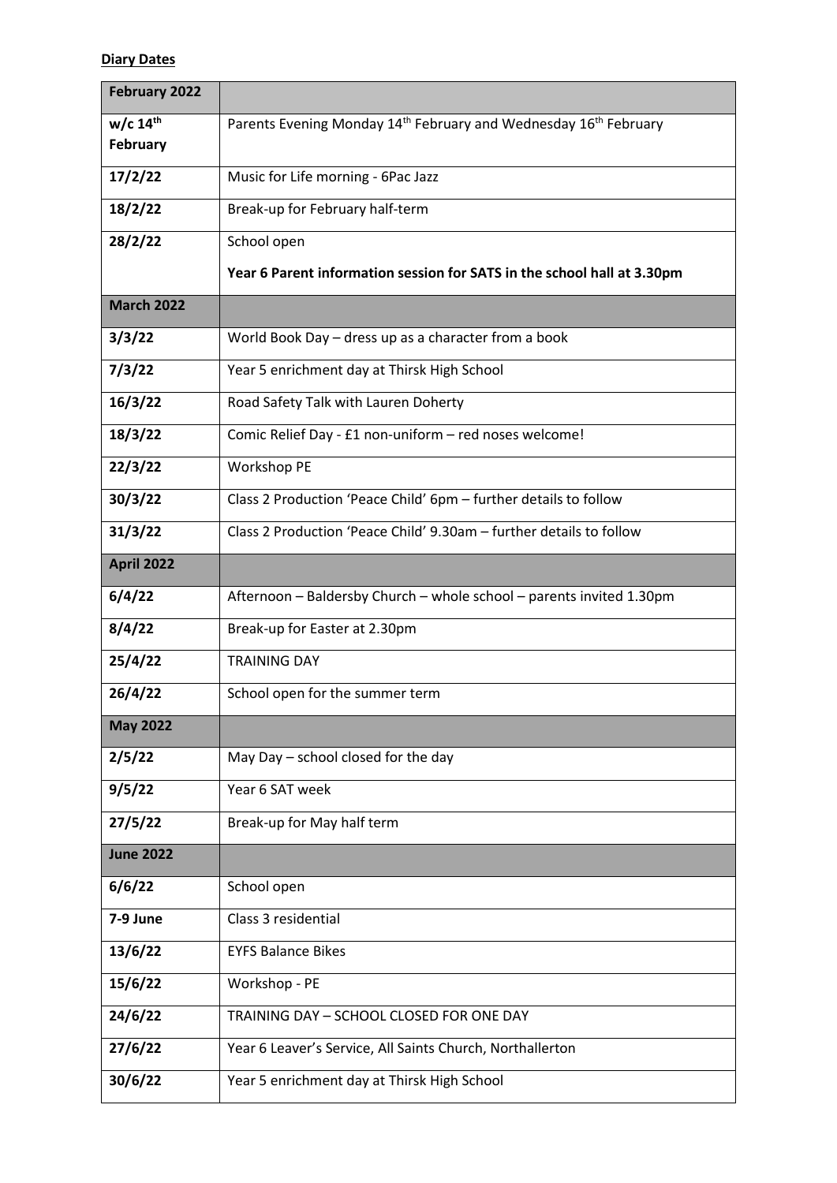**Diary Dates**

| February 2022 | |
|---|---|
| **w/c 14th February** | Parents Evening Monday 14th February and Wednesday 16th February |
| **17/2/22** | Music for Life morning - 6Pac Jazz |
| **18/2/22** | Break-up for February half-term |
| **28/2/22** | School open<br>**Year 6 Parent information session for SATS in the school hall at 3.30pm** |
| **March 2022** | |
| **3/3/22** | World Book Day – dress up as a character from a book |
| **7/3/22** | Year 5 enrichment day at Thirsk High School |
| **16/3/22** | Road Safety Talk with Lauren Doherty |
| **18/3/22** | Comic Relief Day - £1 non-uniform – red noses welcome! |
| **22/3/22** | Workshop PE |
| **30/3/22** | Class 2 Production 'Peace Child' 6pm – further details to follow |
| **31/3/22** | Class 2 Production 'Peace Child' 9.30am – further details to follow |
| **April 2022** | |
| **6/4/22** | Afternoon – Baldersby Church – whole school – parents invited 1.30pm |
| **8/4/22** | Break-up for Easter at 2.30pm |
| **25/4/22** | TRAINING DAY |
| **26/4/22** | School open for the summer term |
| **May 2022** | |
| **2/5/22** | May Day – school closed for the day |
| **9/5/22** | Year 6 SAT week |
| **27/5/22** | Break-up for May half term |
| **June 2022** | |
| **6/6/22** | School open |
| **7-9 June** | Class 3 residential |
| **13/6/22** | EYFS Balance Bikes |
| **15/6/22** | Workshop - PE |
| **24/6/22** | TRAINING DAY – SCHOOL CLOSED FOR ONE DAY |
| **27/6/22** | Year 6 Leaver's Service, All Saints Church, Northallerton |
| **30/6/22** | Year 5 enrichment day at Thirsk High School |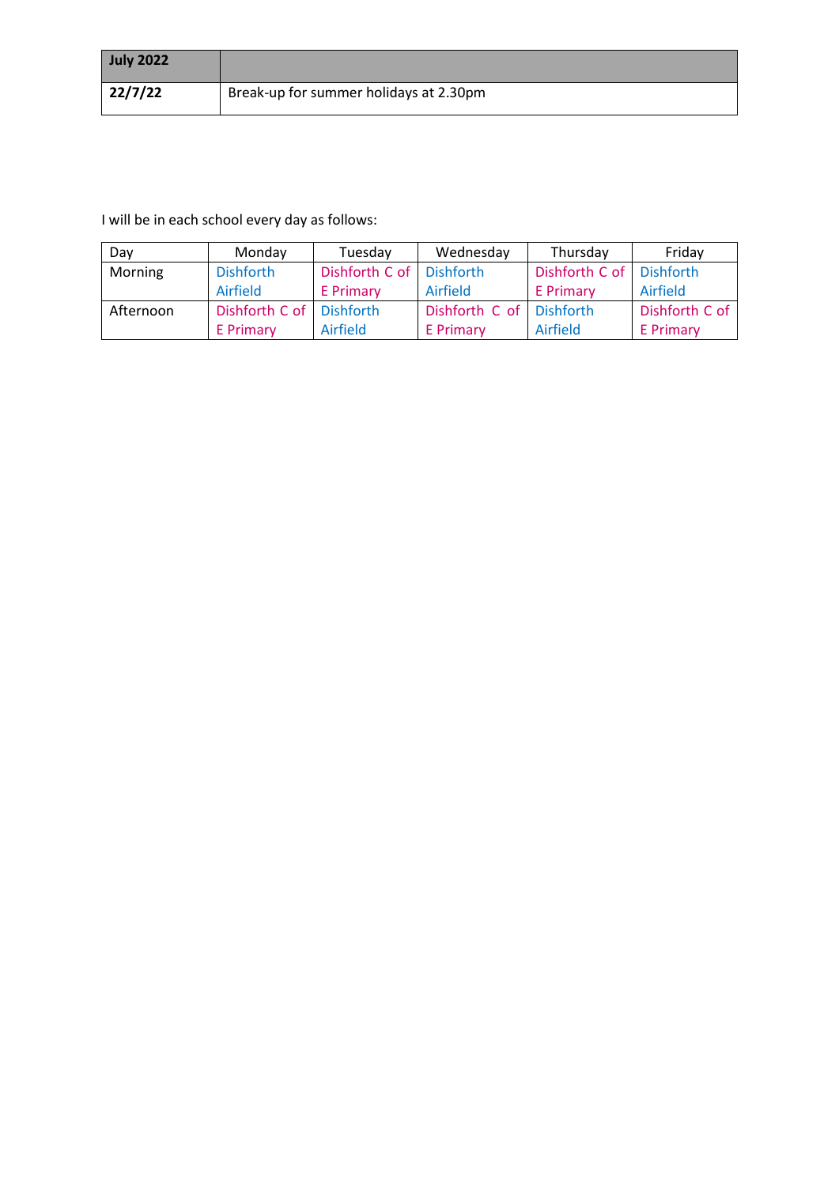| **July 2022** | |
|---|---|
| **22/7/22** | Break-up for summer holidays at 2.30pm |

I will be in each school every day as follows:

| Day | Monday | Tuesday | Wednesday | Thursday | Friday |
|---|---|---|---|---|---|
| Morning | Dishforth Airfield | Dishforth C of E Primary | Dishforth Airfield | Dishforth C of E Primary | Dishforth Airfield |
| Afternoon | Dishforth C of E Primary | Dishforth Airfield | Dishforth C of E Primary | Dishforth Airfield | Dishforth C of E Primary |